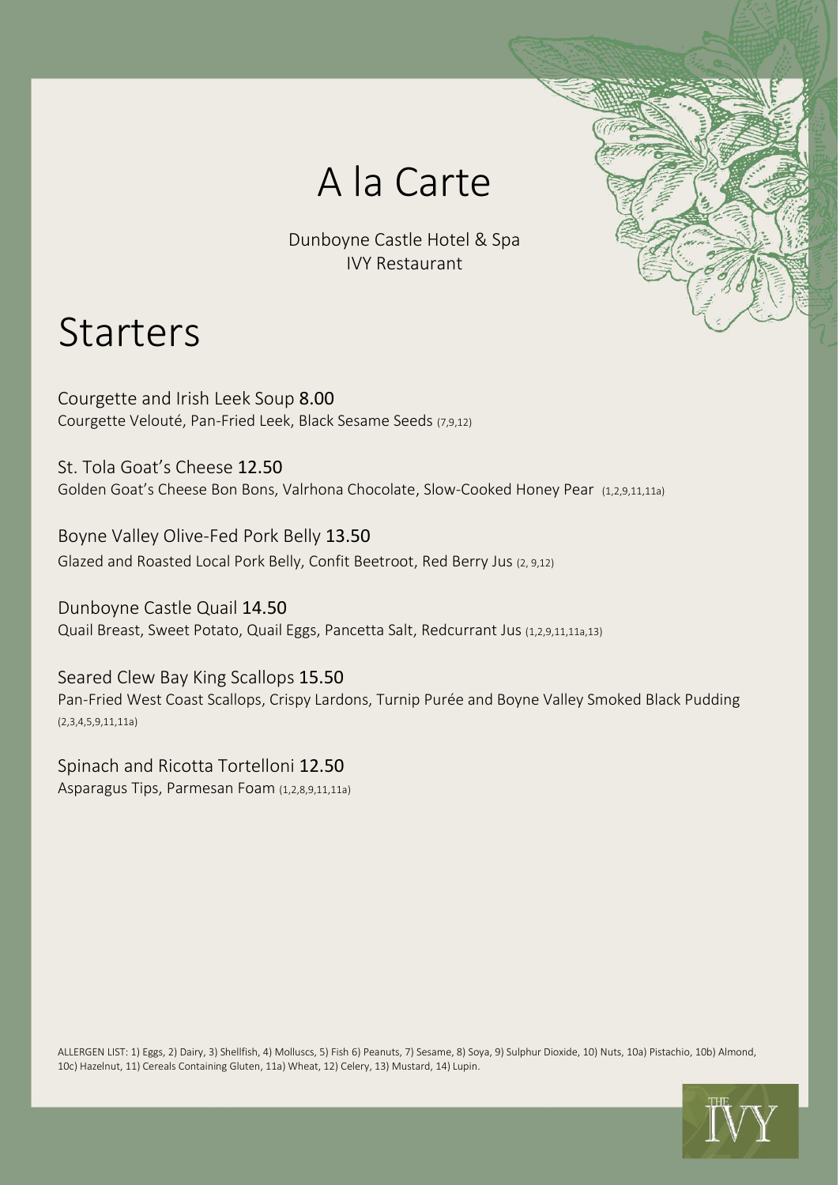# A la Carte

Dunboyne Castle Hotel & Spa
IVY Restaurant

## Starters

Courgette and Irish Leek Soup 8.00
Courgette Velouté, Pan-Fried Leek, Black Sesame Seeds (7,9,12)

St. Tola Goat's Cheese 12.50
Golden Goat's Cheese Bon Bons, Valrhona Chocolate, Slow-Cooked Honey Pear (1,2,9,11,11a)

Boyne Valley Olive-Fed Pork Belly 13.50
Glazed and Roasted Local Pork Belly, Confit Beetroot, Red Berry Jus (2, 9,12)

Dunboyne Castle Quail 14.50
Quail Breast, Sweet Potato, Quail Eggs, Pancetta Salt, Redcurrant Jus (1,2,9,11,11a,13)

Seared Clew Bay King Scallops 15.50
Pan-Fried West Coast Scallops, Crispy Lardons, Turnip Purée and Boyne Valley Smoked Black Pudding (2,3,4,5,9,11,11a)

Spinach and Ricotta Tortelloni 12.50
Asparagus Tips, Parmesan Foam (1,2,8,9,11,11a)

ALLERGEN LIST: 1) Eggs, 2) Dairy, 3) Shellfish, 4) Molluscs, 5) Fish 6) Peanuts, 7) Sesame, 8) Soya, 9) Sulphur Dioxide, 10) Nuts, 10a) Pistachio, 10b) Almond, 10c) Hazelnut, 11) Cereals Containing Gluten, 11a) Wheat, 12) Celery, 13) Mustard, 14) Lupin.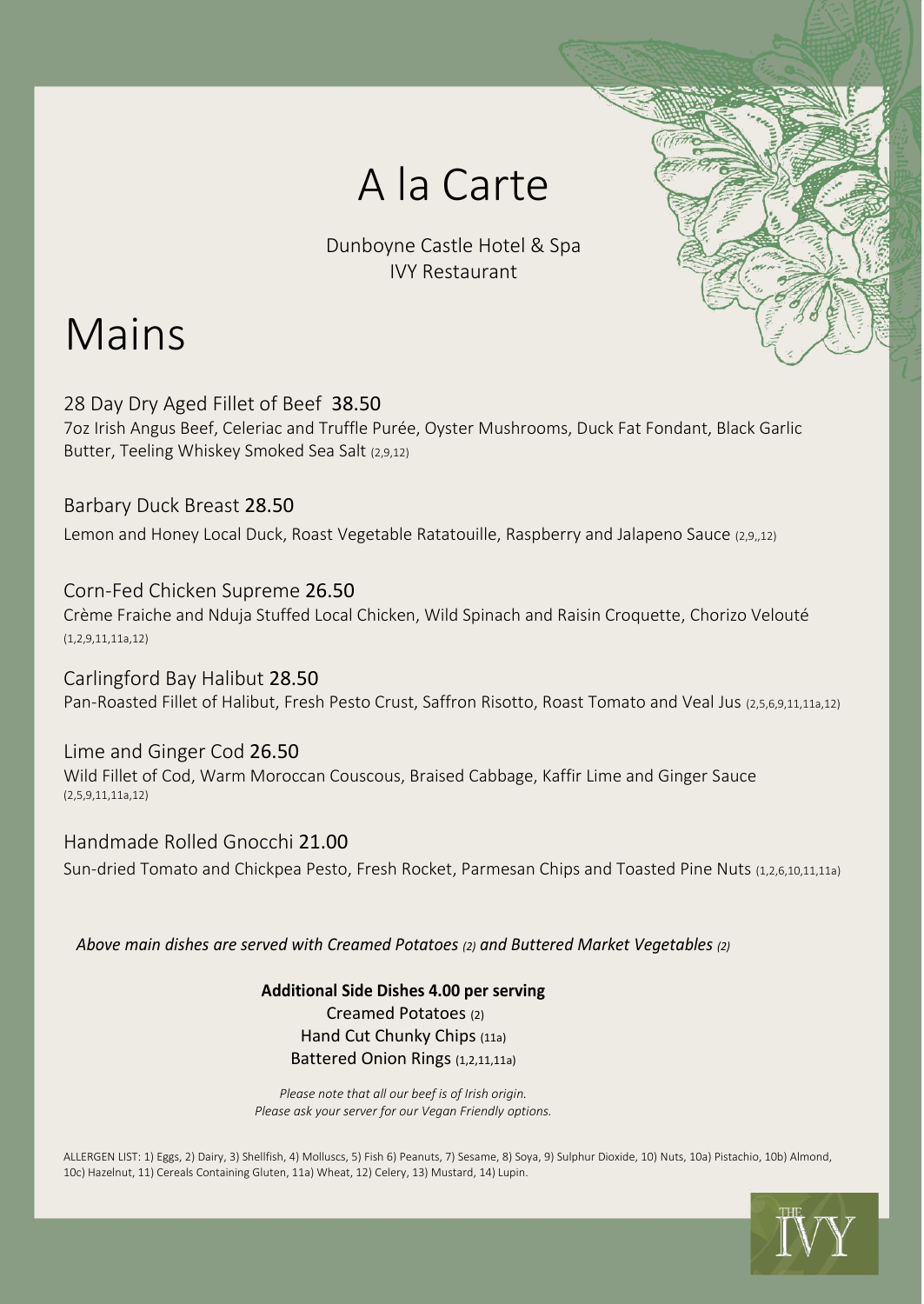# A la Carte

Dunboyne Castle Hotel & Spa
IVY Restaurant

# Mains

## 28 Day Dry Aged Fillet of Beef 38.50

7oz Irish Angus Beef, Celeriac and Truffle Purée, Oyster Mushrooms, Duck Fat Fondant, Black Garlic Butter, Teeling Whiskey Smoked Sea Salt (2,9,12)

## Barbary Duck Breast 28.50

Lemon and Honey Local Duck, Roast Vegetable Ratatouille, Raspberry and Jalapeno Sauce (2,9,,12)

## Corn-Fed Chicken Supreme 26.50

Crème Fraiche and Nduja Stuffed Local Chicken, Wild Spinach and Raisin Croquette, Chorizo Velouté (1,2,9,11,11a,12)

## Carlingford Bay Halibut 28.50

Pan-Roasted Fillet of Halibut, Fresh Pesto Crust, Saffron Risotto, Roast Tomato and Veal Jus (2,5,6,9,11,11a,12)

## Lime and Ginger Cod 26.50

Wild Fillet of Cod, Warm Moroccan Couscous, Braised Cabbage, Kaffir Lime and Ginger Sauce (2,5,9,11,11a,12)

## Handmade Rolled Gnocchi 21.00

Sun-dried Tomato and Chickpea Pesto, Fresh Rocket, Parmesan Chips and Toasted Pine Nuts (1,2,6,10,11,11a)

*Above main dishes are served with Creamed Potatoes (2) and Buttered Market Vegetables (2)*

**Additional Side Dishes 4.00 per serving**

Creamed Potatoes (2)
Hand Cut Chunky Chips (11a)
Battered Onion Rings (1,2,11,11a)

*Please note that all our beef is of Irish origin.*
*Please ask your server for our Vegan Friendly options.*

ALLERGEN LIST: 1) Eggs, 2) Dairy, 3) Shellfish, 4) Molluscs, 5) Fish 6) Peanuts, 7) Sesame, 8) Soya, 9) Sulphur Dioxide, 10) Nuts, 10a) Pistachio, 10b) Almond, 10c) Hazelnut, 11) Cereals Containing Gluten, 11a) Wheat, 12) Celery, 13) Mustard, 14) Lupin.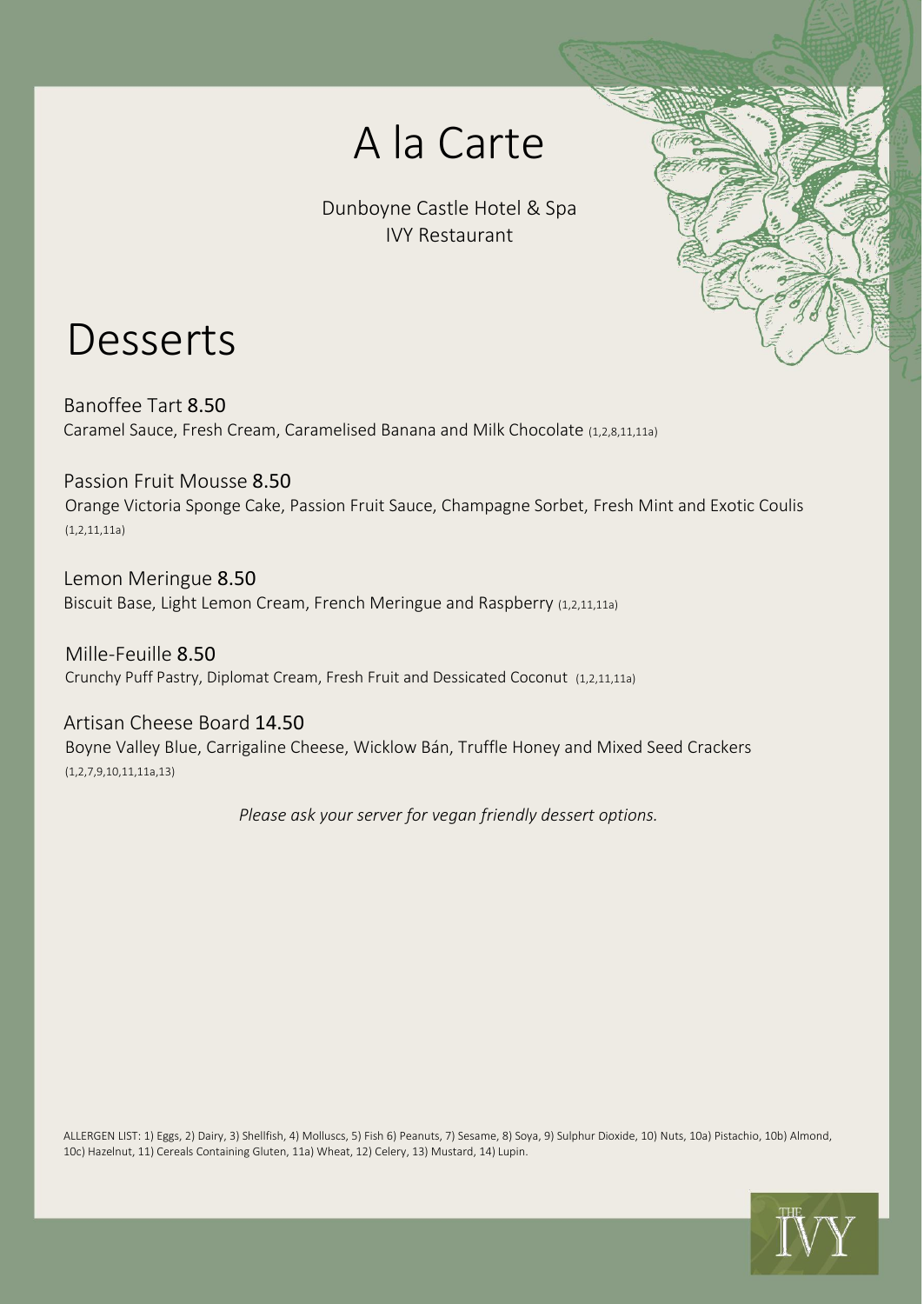# A la Carte

Dunboyne Castle Hotel & Spa
IVY Restaurant

## Desserts

Banoffee Tart 8.50
Caramel Sauce, Fresh Cream, Caramelised Banana and Milk Chocolate (1,2,8,11,11a)

Passion Fruit Mousse 8.50
Orange Victoria Sponge Cake, Passion Fruit Sauce, Champagne Sorbet, Fresh Mint and Exotic Coulis (1,2,11,11a)

Lemon Meringue 8.50
Biscuit Base, Light Lemon Cream, French Meringue and Raspberry (1,2,11,11a)

Mille-Feuille 8.50
Crunchy Puff Pastry, Diplomat Cream, Fresh Fruit and Dessicated Coconut (1,2,11,11a)

Artisan Cheese Board 14.50
Boyne Valley Blue, Carrigaline Cheese, Wicklow Bán, Truffle Honey and Mixed Seed Crackers (1,2,7,9,10,11,11a,13)

*Please ask your server for vegan friendly dessert options.*

ALLERGEN LIST: 1) Eggs, 2) Dairy, 3) Shellfish, 4) Molluscs, 5) Fish 6) Peanuts, 7) Sesame, 8) Soya, 9) Sulphur Dioxide, 10) Nuts, 10a) Pistachio, 10b) Almond, 10c) Hazelnut, 11) Cereals Containing Gluten, 11a) Wheat, 12) Celery, 13) Mustard, 14) Lupin.

THE IVY